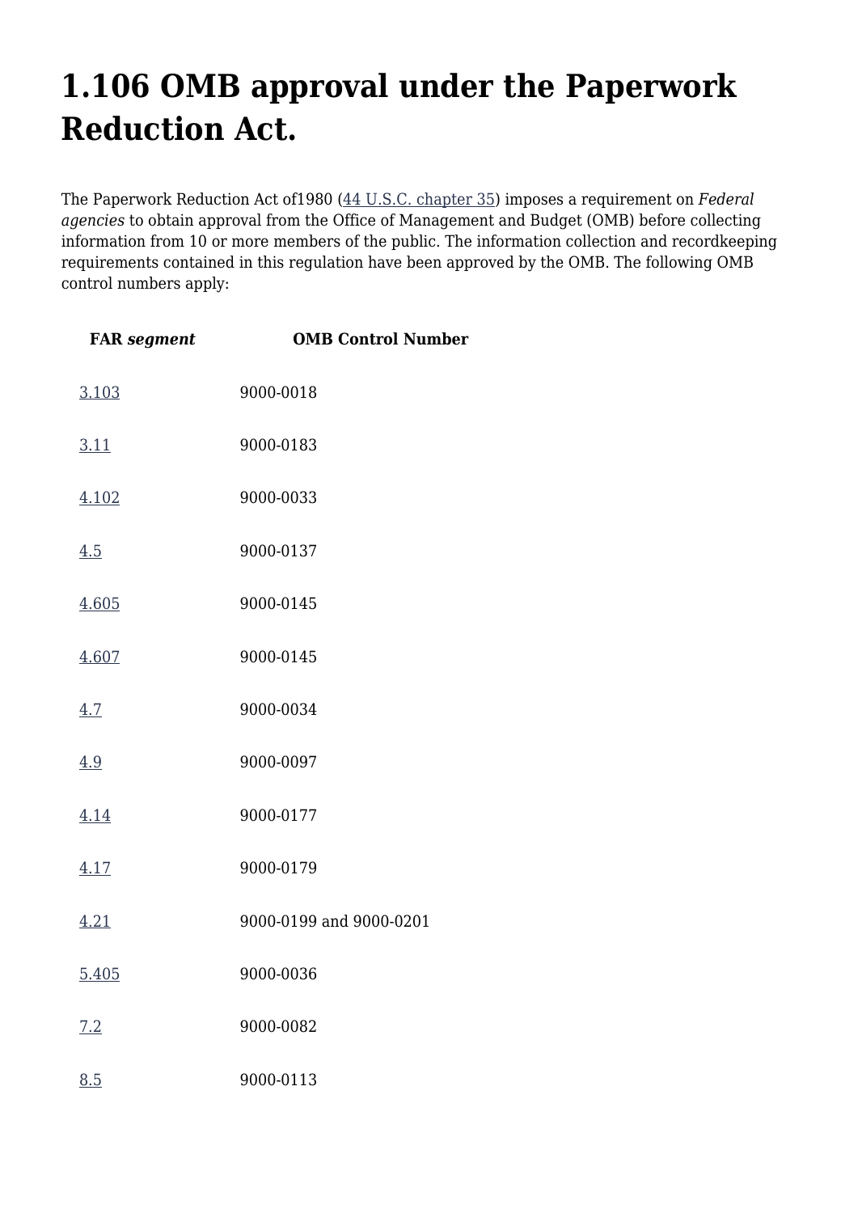# 1.106 OMB approval under the Paperwork Reduction Act.

The Paperwork Reduction Act of1980 (44 U.S.C. chapter 35) imposes a requirement on *Federal agencies* to obtain approval from the Office of Management and Budget (OMB) before collecting information from 10 or more members of the public. The information collection and recordkeeping requirements contained in this regulation have been approved by the OMB. The following OMB control numbers apply:

| FAR *segment* | OMB Control Number |
|---|---|
| 3.103 | 9000-0018 |
| 3.11 | 9000-0183 |
| 4.102 | 9000-0033 |
| 4.5 | 9000-0137 |
| 4.605 | 9000-0145 |
| 4.607 | 9000-0145 |
| 4.7 | 9000-0034 |
| 4.9 | 9000-0097 |
| 4.14 | 9000-0177 |
| 4.17 | 9000-0179 |
| 4.21 | 9000-0199 and 9000-0201 |
| 5.405 | 9000-0036 |
| 7.2 | 9000-0082 |
| 8.5 | 9000-0113 |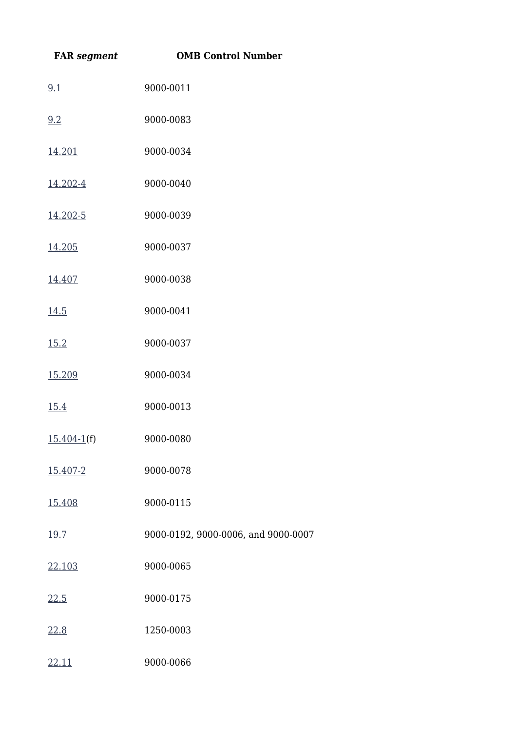| FAR *segment* | OMB Control Number |
| --- | --- |
| 9.1 | 9000-0011 |
| 9.2 | 9000-0083 |
| 14.201 | 9000-0034 |
| 14.202-4 | 9000-0040 |
| 14.202-5 | 9000-0039 |
| 14.205 | 9000-0037 |
| 14.407 | 9000-0038 |
| 14.5 | 9000-0041 |
| 15.2 | 9000-0037 |
| 15.209 | 9000-0034 |
| 15.4 | 9000-0013 |
| 15.404-1(f) | 9000-0080 |
| 15.407-2 | 9000-0078 |
| 15.408 | 9000-0115 |
| 19.7 | 9000-0192, 9000-0006, and 9000-0007 |
| 22.103 | 9000-0065 |
| 22.5 | 9000-0175 |
| 22.8 | 1250-0003 |
| 22.11 | 9000-0066 |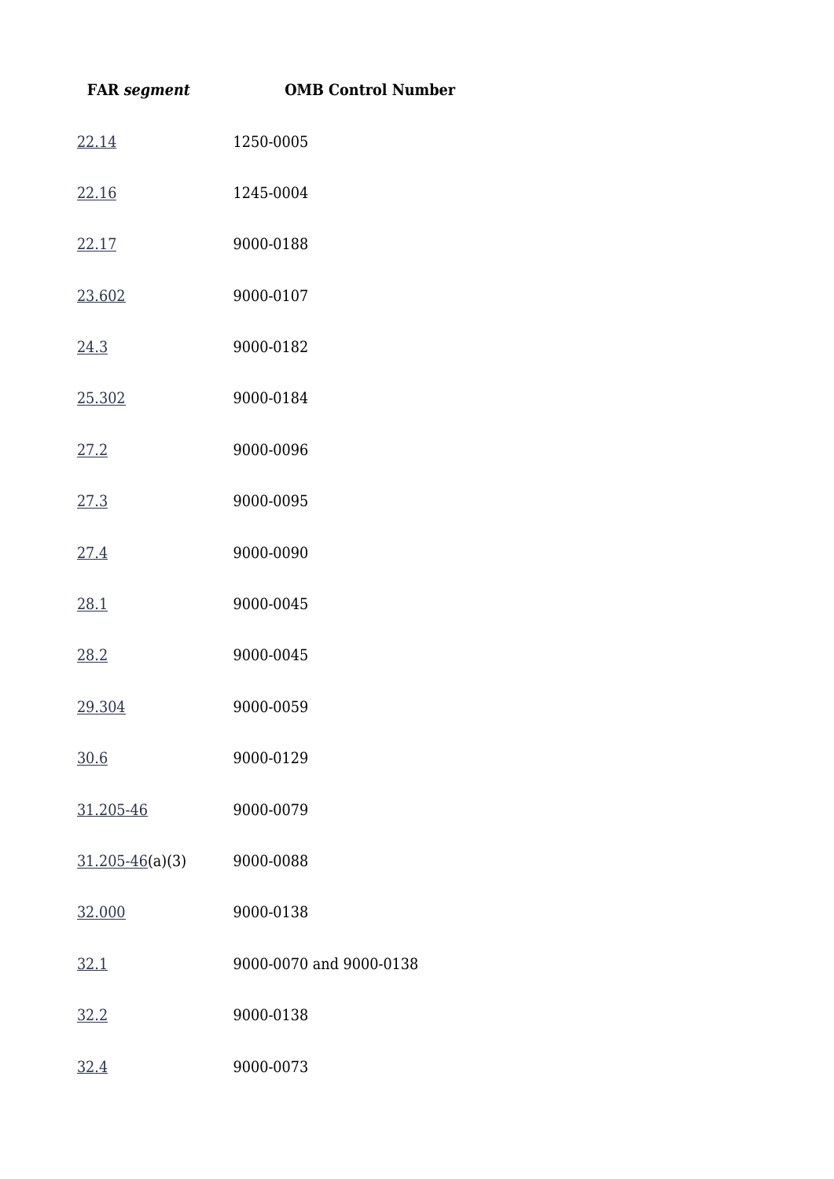| FAR *segment* | OMB Control Number |
| --- | --- |
| 22.14 | 1250-0005 |
| 22.16 | 1245-0004 |
| 22.17 | 9000-0188 |
| 23.602 | 9000-0107 |
| 24.3 | 9000-0182 |
| 25.302 | 9000-0184 |
| 27.2 | 9000-0096 |
| 27.3 | 9000-0095 |
| 27.4 | 9000-0090 |
| 28.1 | 9000-0045 |
| 28.2 | 9000-0045 |
| 29.304 | 9000-0059 |
| 30.6 | 9000-0129 |
| 31.205-46 | 9000-0079 |
| 31.205-46(a)(3) | 9000-0088 |
| 32.000 | 9000-0138 |
| 32.1 | 9000-0070 and 9000-0138 |
| 32.2 | 9000-0138 |
| 32.4 | 9000-0073 |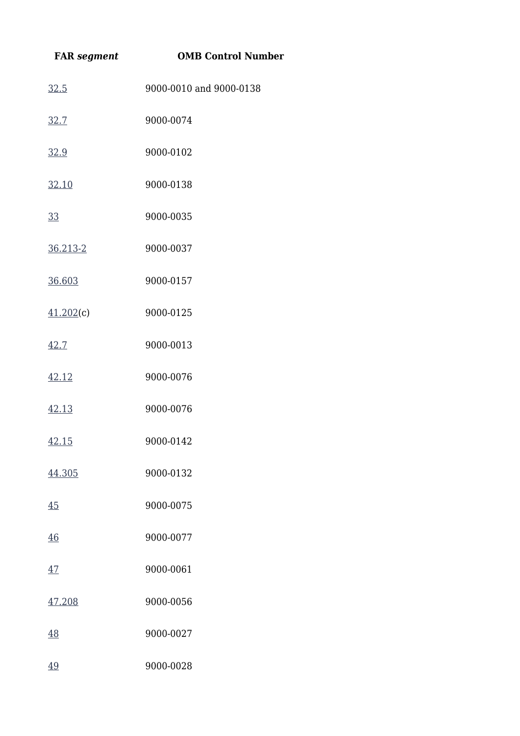| **FAR *segment*** | **OMB Control Number** |
| --- | --- |
| 32.5 | 9000-0010 and 9000-0138 |
| 32.7 | 9000-0074 |
| 32.9 | 9000-0102 |
| 32.10 | 9000-0138 |
| 33 | 9000-0035 |
| 36.213-2 | 9000-0037 |
| 36.603 | 9000-0157 |
| 41.202(c) | 9000-0125 |
| 42.7 | 9000-0013 |
| 42.12 | 9000-0076 |
| 42.13 | 9000-0076 |
| 42.15 | 9000-0142 |
| 44.305 | 9000-0132 |
| 45 | 9000-0075 |
| 46 | 9000-0077 |
| 47 | 9000-0061 |
| 47.208 | 9000-0056 |
| 48 | 9000-0027 |
| 49 | 9000-0028 |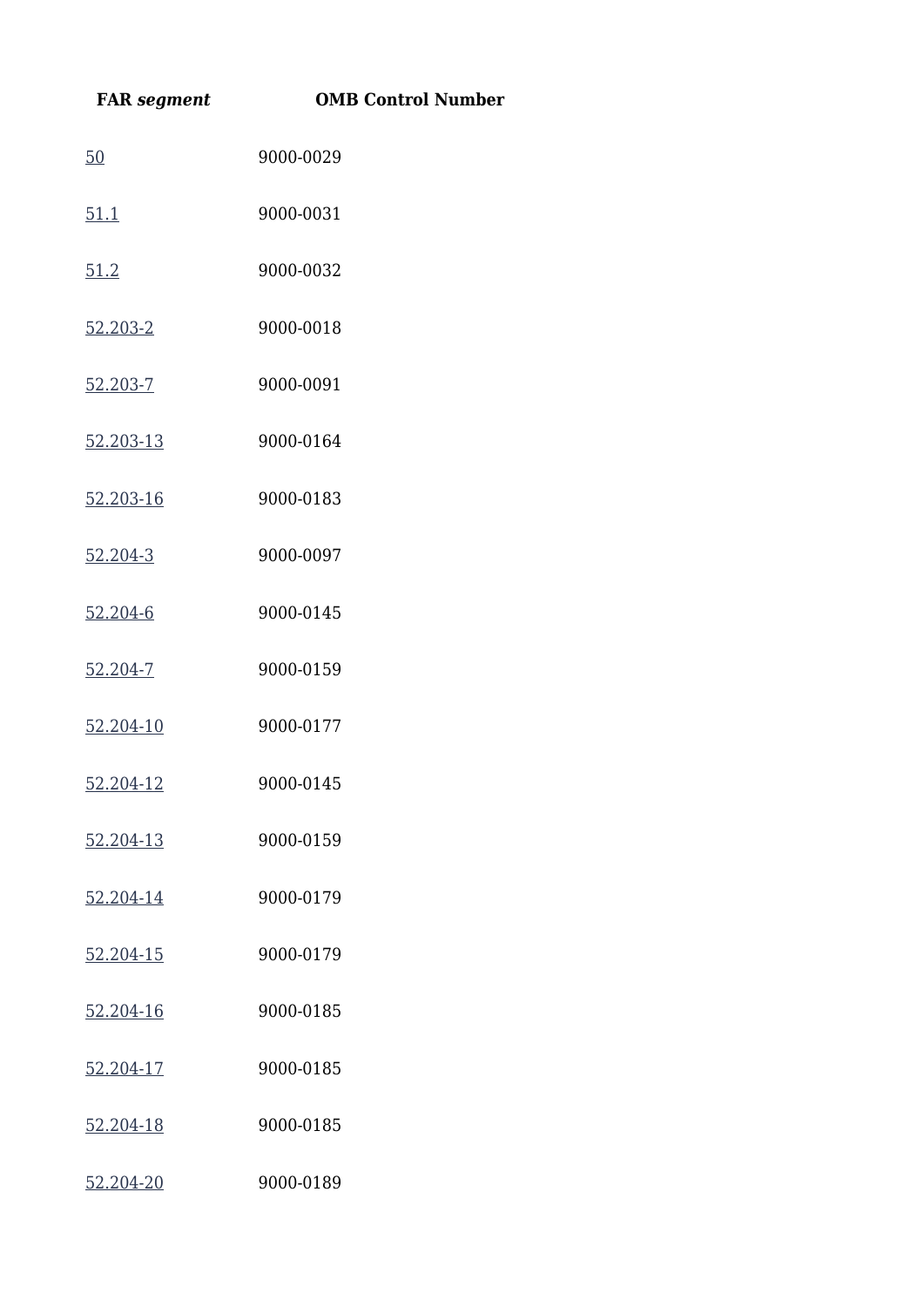| **FAR *segment*** | **OMB Control Number** |
| --- | --- |
| 50 | 9000-0029 |
| 51.1 | 9000-0031 |
| 51.2 | 9000-0032 |
| 52.203-2 | 9000-0018 |
| 52.203-7 | 9000-0091 |
| 52.203-13 | 9000-0164 |
| 52.203-16 | 9000-0183 |
| 52.204-3 | 9000-0097 |
| 52.204-6 | 9000-0145 |
| 52.204-7 | 9000-0159 |
| 52.204-10 | 9000-0177 |
| 52.204-12 | 9000-0145 |
| 52.204-13 | 9000-0159 |
| 52.204-14 | 9000-0179 |
| 52.204-15 | 9000-0179 |
| 52.204-16 | 9000-0185 |
| 52.204-17 | 9000-0185 |
| 52.204-18 | 9000-0185 |
| 52.204-20 | 9000-0189 |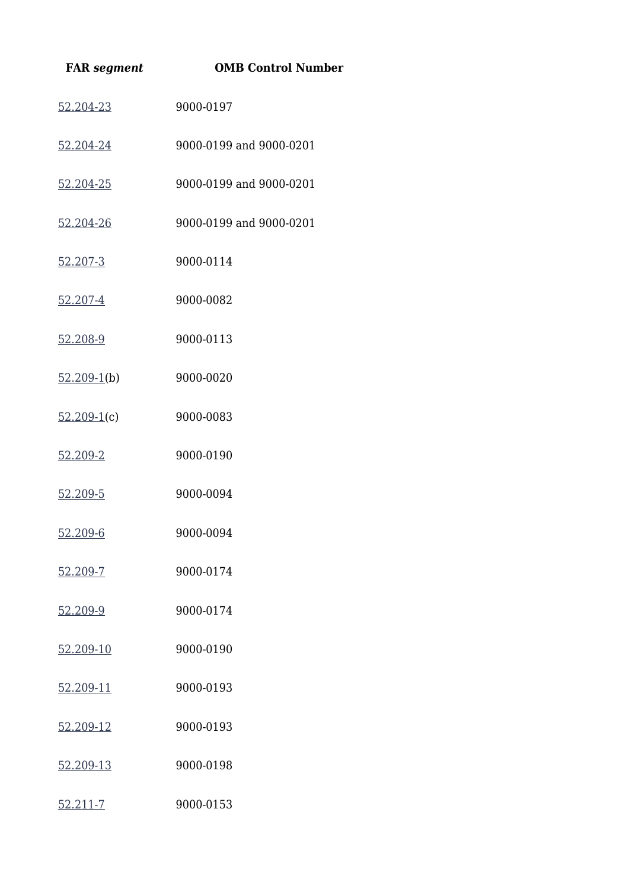| **FAR *segment*** | **OMB Control Number** |
| --- | --- |
| 52.204-23 | 9000-0197 |
| 52.204-24 | 9000-0199 and 9000-0201 |
| 52.204-25 | 9000-0199 and 9000-0201 |
| 52.204-26 | 9000-0199 and 9000-0201 |
| 52.207-3 | 9000-0114 |
| 52.207-4 | 9000-0082 |
| 52.208-9 | 9000-0113 |
| 52.209-1(b) | 9000-0020 |
| 52.209-1(c) | 9000-0083 |
| 52.209-2 | 9000-0190 |
| 52.209-5 | 9000-0094 |
| 52.209-6 | 9000-0094 |
| 52.209-7 | 9000-0174 |
| 52.209-9 | 9000-0174 |
| 52.209-10 | 9000-0190 |
| 52.209-11 | 9000-0193 |
| 52.209-12 | 9000-0193 |
| 52.209-13 | 9000-0198 |
| 52.211-7 | 9000-0153 |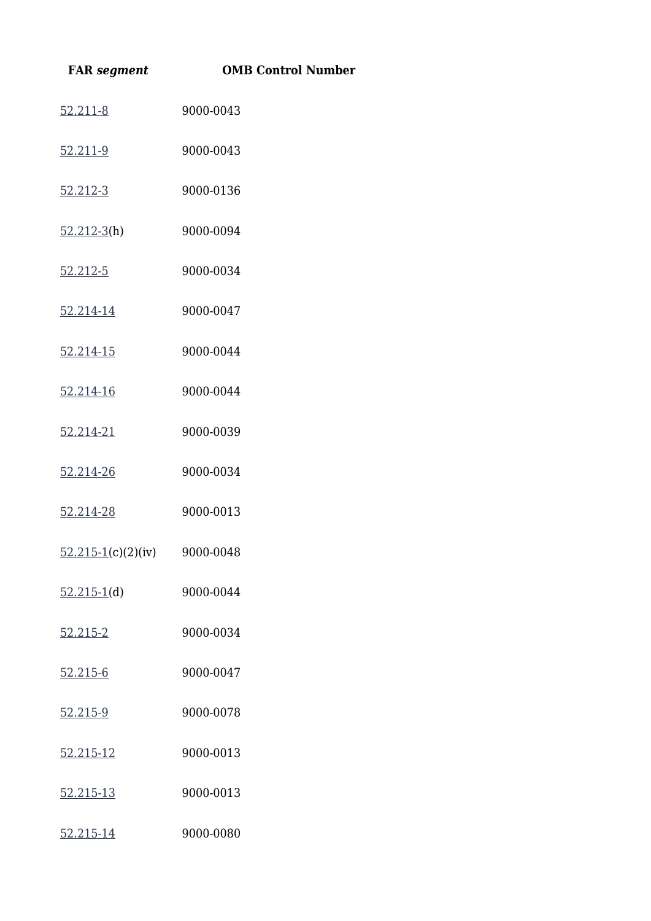| **FAR *segment*** | **OMB Control Number** |
| --- | --- |
| 52.211-8 | 9000-0043 |
| 52.211-9 | 9000-0043 |
| 52.212-3 | 9000-0136 |
| 52.212-3(h) | 9000-0094 |
| 52.212-5 | 9000-0034 |
| 52.214-14 | 9000-0047 |
| 52.214-15 | 9000-0044 |
| 52.214-16 | 9000-0044 |
| 52.214-21 | 9000-0039 |
| 52.214-26 | 9000-0034 |
| 52.214-28 | 9000-0013 |
| 52.215-1(c)(2)(iv) | 9000-0048 |
| 52.215-1(d) | 9000-0044 |
| 52.215-2 | 9000-0034 |
| 52.215-6 | 9000-0047 |
| 52.215-9 | 9000-0078 |
| 52.215-12 | 9000-0013 |
| 52.215-13 | 9000-0013 |
| 52.215-14 | 9000-0080 |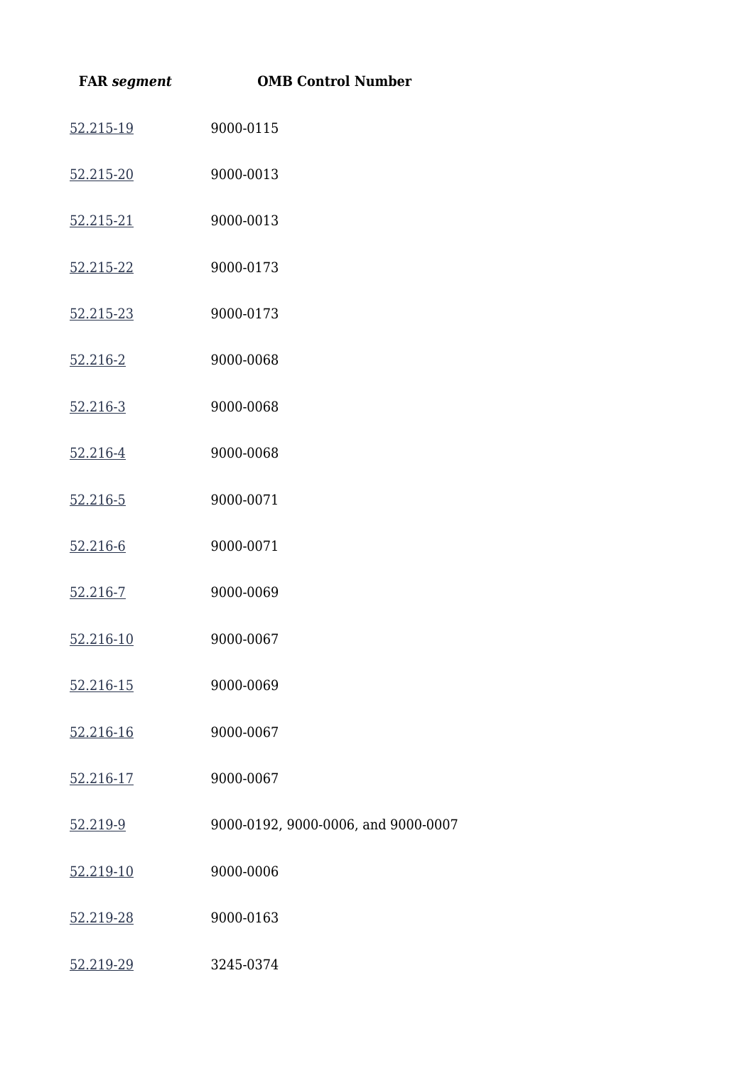| FAR *segment* | OMB Control Number |
| --- | --- |
| 52.215-19 | 9000-0115 |
| 52.215-20 | 9000-0013 |
| 52.215-21 | 9000-0013 |
| 52.215-22 | 9000-0173 |
| 52.215-23 | 9000-0173 |
| 52.216-2 | 9000-0068 |
| 52.216-3 | 9000-0068 |
| 52.216-4 | 9000-0068 |
| 52.216-5 | 9000-0071 |
| 52.216-6 | 9000-0071 |
| 52.216-7 | 9000-0069 |
| 52.216-10 | 9000-0067 |
| 52.216-15 | 9000-0069 |
| 52.216-16 | 9000-0067 |
| 52.216-17 | 9000-0067 |
| 52.219-9 | 9000-0192, 9000-0006, and 9000-0007 |
| 52.219-10 | 9000-0006 |
| 52.219-28 | 9000-0163 |
| 52.219-29 | 3245-0374 |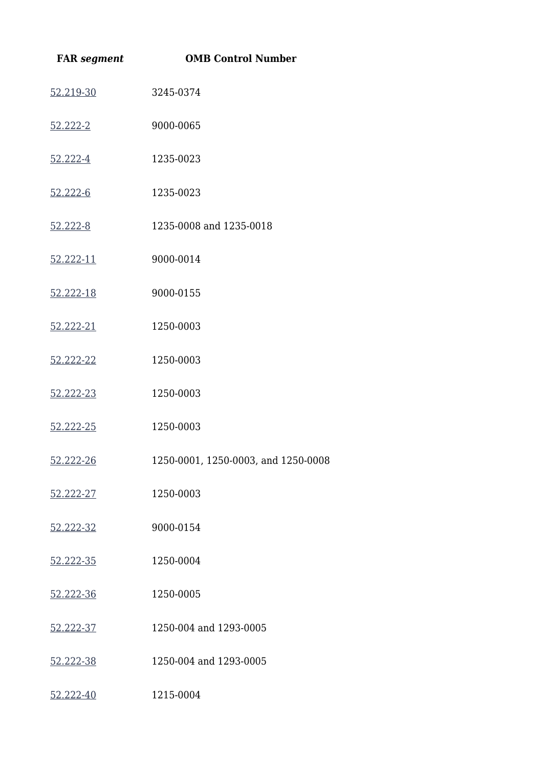| FAR *segment* | OMB Control Number |
|---|---|
| 52.219-30 | 3245-0374 |
| 52.222-2 | 9000-0065 |
| 52.222-4 | 1235-0023 |
| 52.222-6 | 1235-0023 |
| 52.222-8 | 1235-0008 and 1235-0018 |
| 52.222-11 | 9000-0014 |
| 52.222-18 | 9000-0155 |
| 52.222-21 | 1250-0003 |
| 52.222-22 | 1250-0003 |
| 52.222-23 | 1250-0003 |
| 52.222-25 | 1250-0003 |
| 52.222-26 | 1250-0001, 1250-0003, and 1250-0008 |
| 52.222-27 | 1250-0003 |
| 52.222-32 | 9000-0154 |
| 52.222-35 | 1250-0004 |
| 52.222-36 | 1250-0005 |
| 52.222-37 | 1250-004 and 1293-0005 |
| 52.222-38 | 1250-004 and 1293-0005 |
| 52.222-40 | 1215-0004 |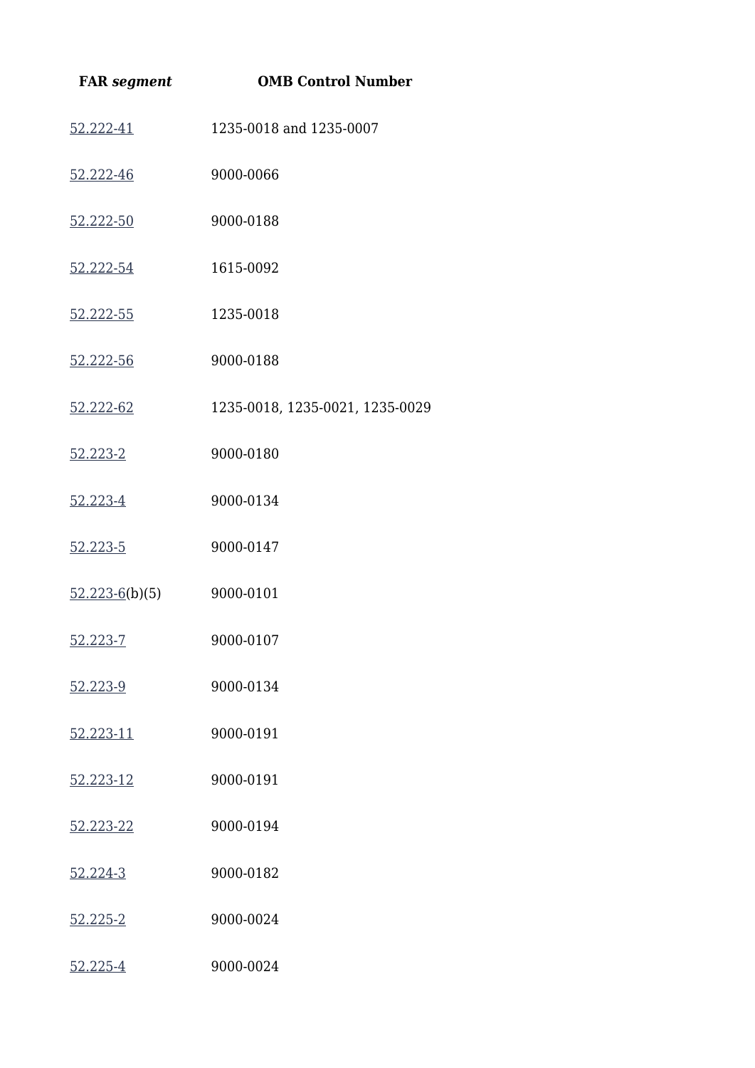| **FAR *segment*** | **OMB Control Number** |
|---|---|
| 52.222-41 | 1235-0018 and 1235-0007 |
| 52.222-46 | 9000-0066 |
| 52.222-50 | 9000-0188 |
| 52.222-54 | 1615-0092 |
| 52.222-55 | 1235-0018 |
| 52.222-56 | 9000-0188 |
| 52.222-62 | 1235-0018, 1235-0021, 1235-0029 |
| 52.223-2 | 9000-0180 |
| 52.223-4 | 9000-0134 |
| 52.223-5 | 9000-0147 |
| 52.223-6(b)(5) | 9000-0101 |
| 52.223-7 | 9000-0107 |
| 52.223-9 | 9000-0134 |
| 52.223-11 | 9000-0191 |
| 52.223-12 | 9000-0191 |
| 52.223-22 | 9000-0194 |
| 52.224-3 | 9000-0182 |
| 52.225-2 | 9000-0024 |
| 52.225-4 | 9000-0024 |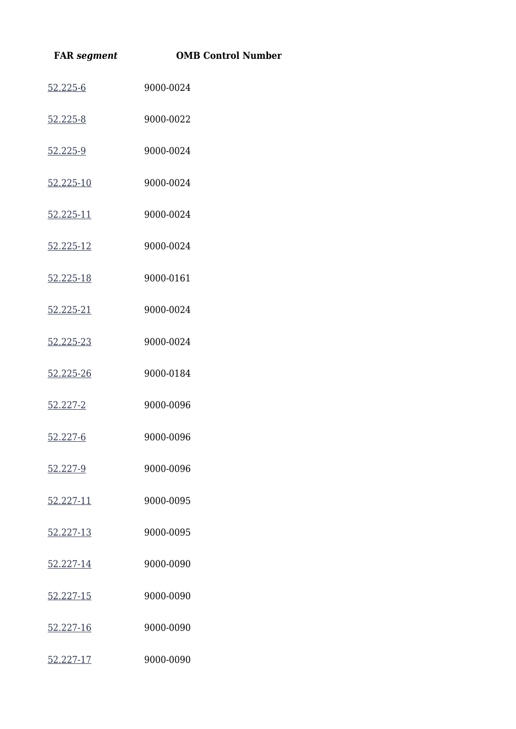| FAR *segment* | OMB Control Number |
| --- | --- |
| 52.225-6 | 9000-0024 |
| 52.225-8 | 9000-0022 |
| 52.225-9 | 9000-0024 |
| 52.225-10 | 9000-0024 |
| 52.225-11 | 9000-0024 |
| 52.225-12 | 9000-0024 |
| 52.225-18 | 9000-0161 |
| 52.225-21 | 9000-0024 |
| 52.225-23 | 9000-0024 |
| 52.225-26 | 9000-0184 |
| 52.227-2 | 9000-0096 |
| 52.227-6 | 9000-0096 |
| 52.227-9 | 9000-0096 |
| 52.227-11 | 9000-0095 |
| 52.227-13 | 9000-0095 |
| 52.227-14 | 9000-0090 |
| 52.227-15 | 9000-0090 |
| 52.227-16 | 9000-0090 |
| 52.227-17 | 9000-0090 |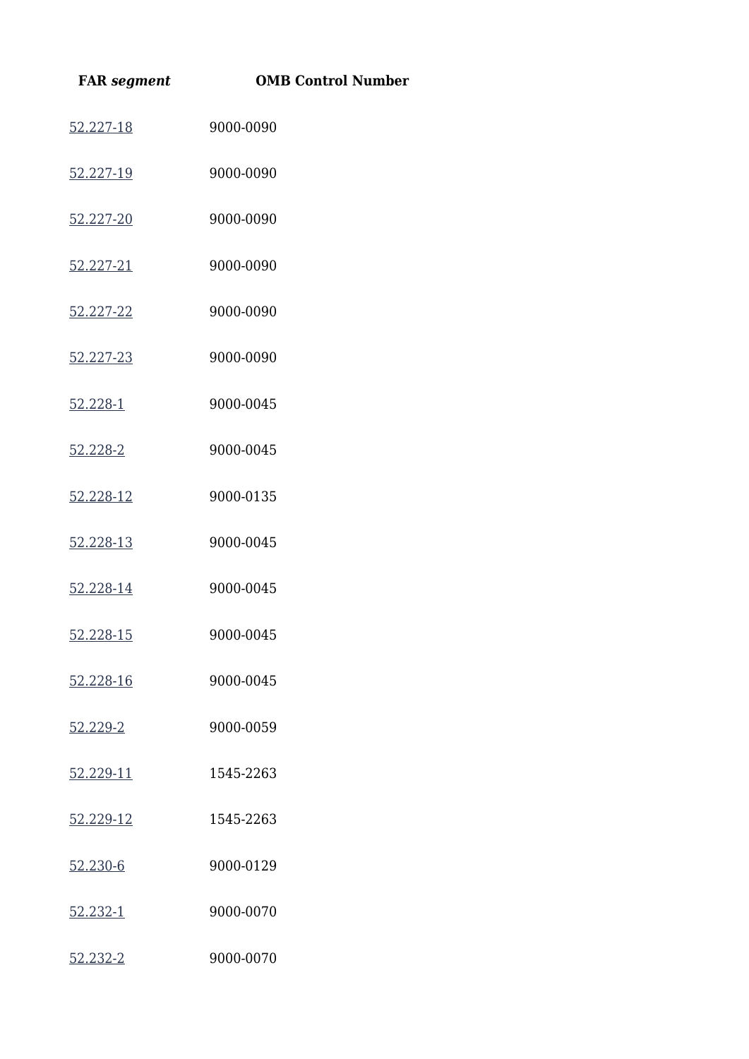| FAR *segment* | OMB Control Number |
| --- | --- |
| 52.227-18 | 9000-0090 |
| 52.227-19 | 9000-0090 |
| 52.227-20 | 9000-0090 |
| 52.227-21 | 9000-0090 |
| 52.227-22 | 9000-0090 |
| 52.227-23 | 9000-0090 |
| 52.228-1 | 9000-0045 |
| 52.228-2 | 9000-0045 |
| 52.228-12 | 9000-0135 |
| 52.228-13 | 9000-0045 |
| 52.228-14 | 9000-0045 |
| 52.228-15 | 9000-0045 |
| 52.228-16 | 9000-0045 |
| 52.229-2 | 9000-0059 |
| 52.229-11 | 1545-2263 |
| 52.229-12 | 1545-2263 |
| 52.230-6 | 9000-0129 |
| 52.232-1 | 9000-0070 |
| 52.232-2 | 9000-0070 |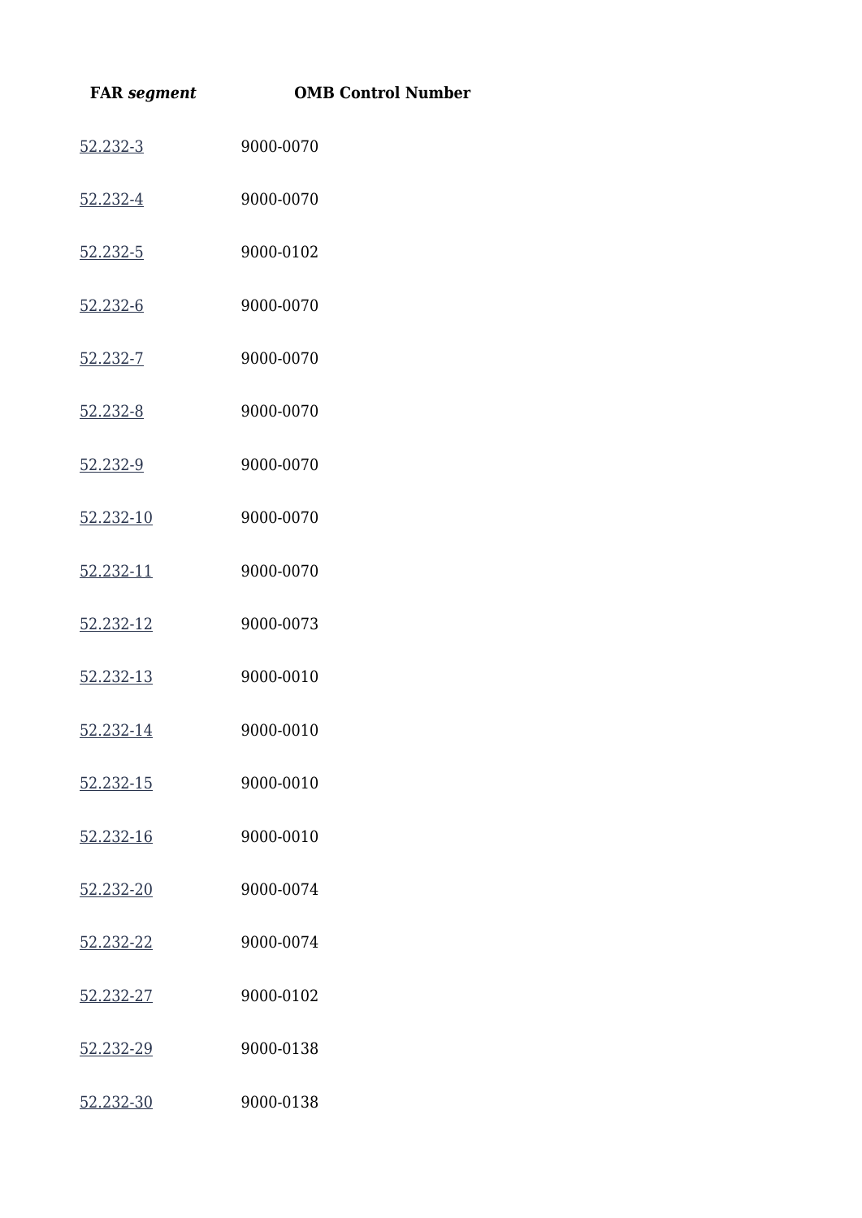| **FAR *segment*** | **OMB Control Number** |
| --- | --- |
| 52.232-3 | 9000-0070 |
| 52.232-4 | 9000-0070 |
| 52.232-5 | 9000-0102 |
| 52.232-6 | 9000-0070 |
| 52.232-7 | 9000-0070 |
| 52.232-8 | 9000-0070 |
| 52.232-9 | 9000-0070 |
| 52.232-10 | 9000-0070 |
| 52.232-11 | 9000-0070 |
| 52.232-12 | 9000-0073 |
| 52.232-13 | 9000-0010 |
| 52.232-14 | 9000-0010 |
| 52.232-15 | 9000-0010 |
| 52.232-16 | 9000-0010 |
| 52.232-20 | 9000-0074 |
| 52.232-22 | 9000-0074 |
| 52.232-27 | 9000-0102 |
| 52.232-29 | 9000-0138 |
| 52.232-30 | 9000-0138 |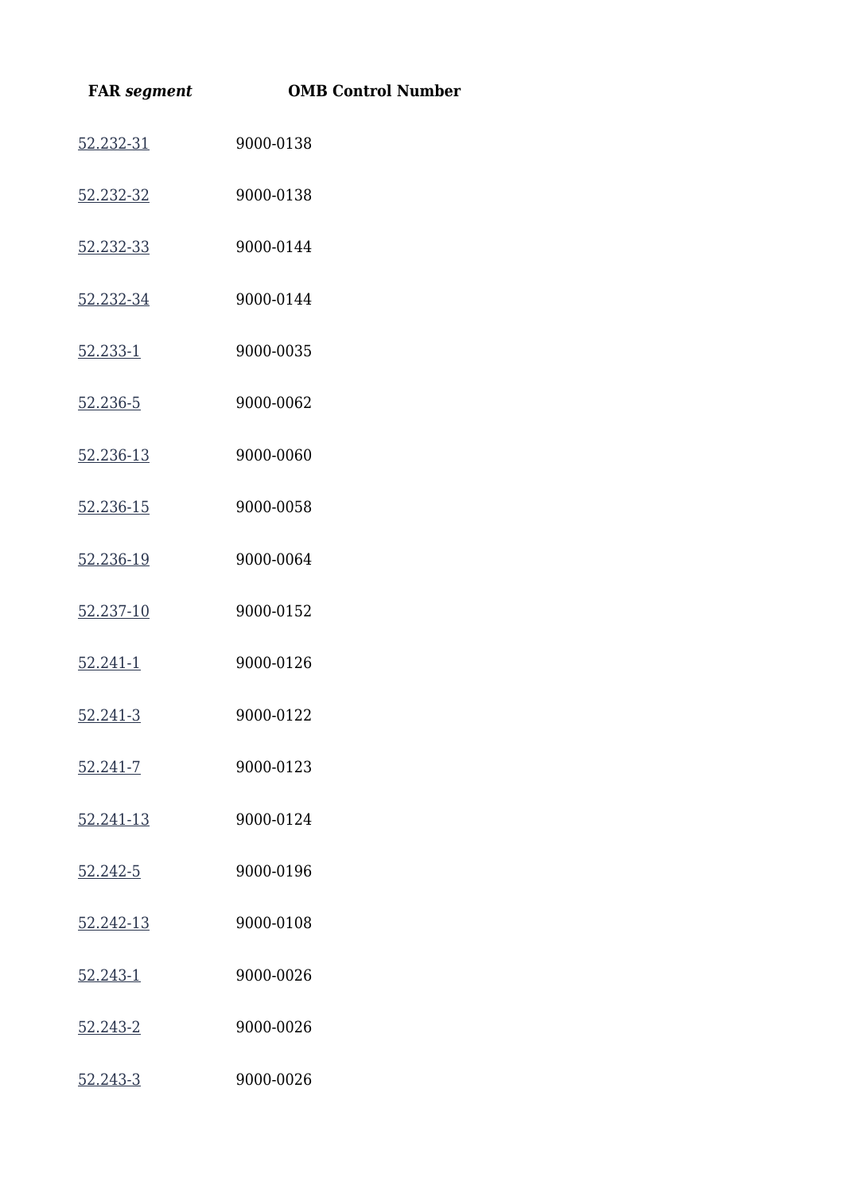| **FAR *segment*** | **OMB Control Number** |
| --- | --- |
| 52.232-31 | 9000-0138 |
| 52.232-32 | 9000-0138 |
| 52.232-33 | 9000-0144 |
| 52.232-34 | 9000-0144 |
| 52.233-1 | 9000-0035 |
| 52.236-5 | 9000-0062 |
| 52.236-13 | 9000-0060 |
| 52.236-15 | 9000-0058 |
| 52.236-19 | 9000-0064 |
| 52.237-10 | 9000-0152 |
| 52.241-1 | 9000-0126 |
| 52.241-3 | 9000-0122 |
| 52.241-7 | 9000-0123 |
| 52.241-13 | 9000-0124 |
| 52.242-5 | 9000-0196 |
| 52.242-13 | 9000-0108 |
| 52.243-1 | 9000-0026 |
| 52.243-2 | 9000-0026 |
| 52.243-3 | 9000-0026 |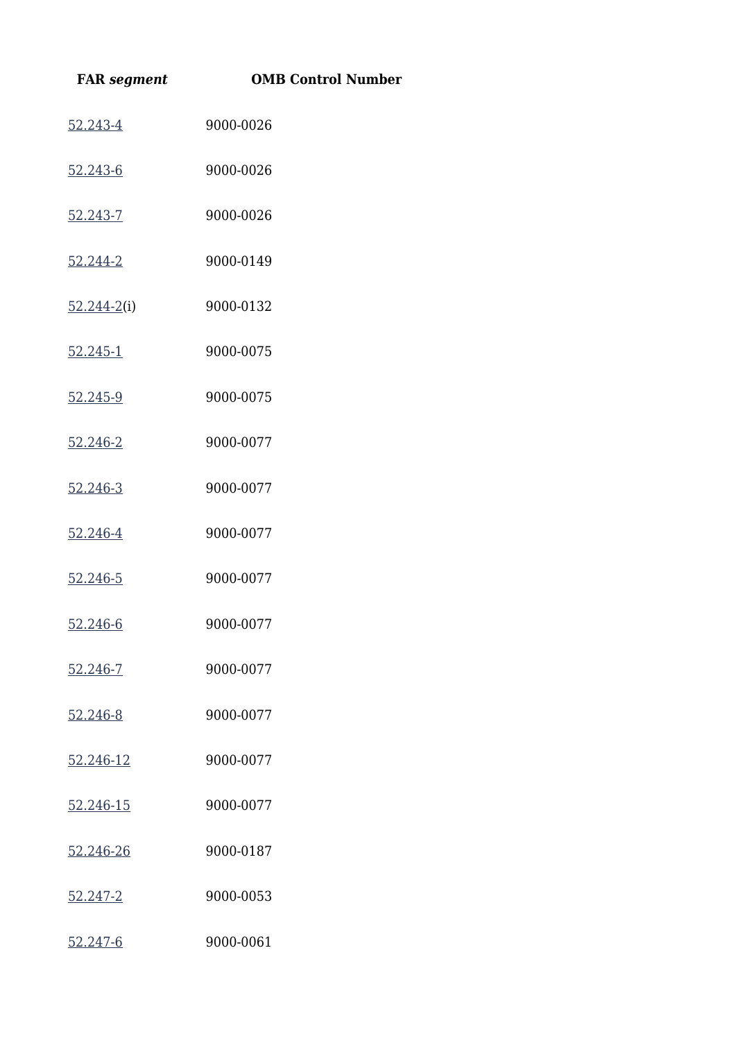| FAR *segment* | OMB Control Number |
| --- | --- |
| 52.243-4 | 9000-0026 |
| 52.243-6 | 9000-0026 |
| 52.243-7 | 9000-0026 |
| 52.244-2 | 9000-0149 |
| 52.244-2(i) | 9000-0132 |
| 52.245-1 | 9000-0075 |
| 52.245-9 | 9000-0075 |
| 52.246-2 | 9000-0077 |
| 52.246-3 | 9000-0077 |
| 52.246-4 | 9000-0077 |
| 52.246-5 | 9000-0077 |
| 52.246-6 | 9000-0077 |
| 52.246-7 | 9000-0077 |
| 52.246-8 | 9000-0077 |
| 52.246-12 | 9000-0077 |
| 52.246-15 | 9000-0077 |
| 52.246-26 | 9000-0187 |
| 52.247-2 | 9000-0053 |
| 52.247-6 | 9000-0061 |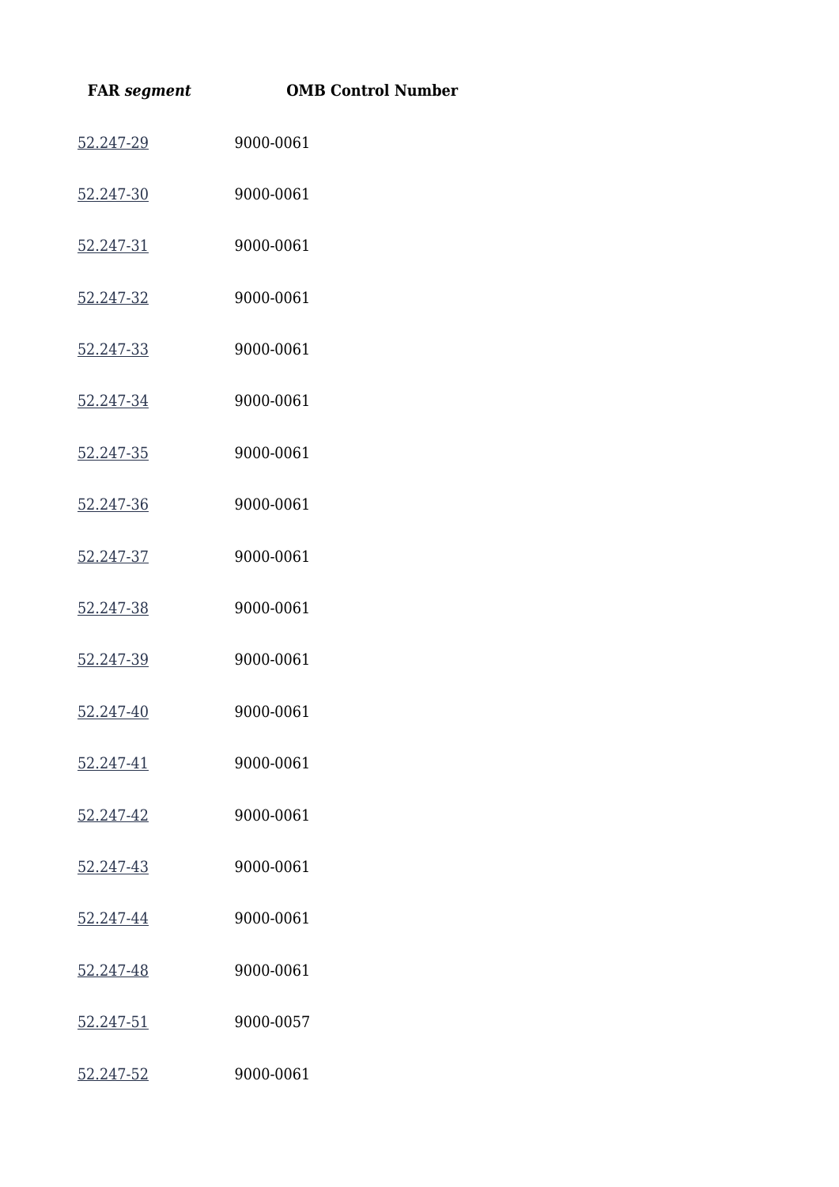| FAR *segment* | OMB Control Number |
| --- | --- |
| 52.247-29 | 9000-0061 |
| 52.247-30 | 9000-0061 |
| 52.247-31 | 9000-0061 |
| 52.247-32 | 9000-0061 |
| 52.247-33 | 9000-0061 |
| 52.247-34 | 9000-0061 |
| 52.247-35 | 9000-0061 |
| 52.247-36 | 9000-0061 |
| 52.247-37 | 9000-0061 |
| 52.247-38 | 9000-0061 |
| 52.247-39 | 9000-0061 |
| 52.247-40 | 9000-0061 |
| 52.247-41 | 9000-0061 |
| 52.247-42 | 9000-0061 |
| 52.247-43 | 9000-0061 |
| 52.247-44 | 9000-0061 |
| 52.247-48 | 9000-0061 |
| 52.247-51 | 9000-0057 |
| 52.247-52 | 9000-0061 |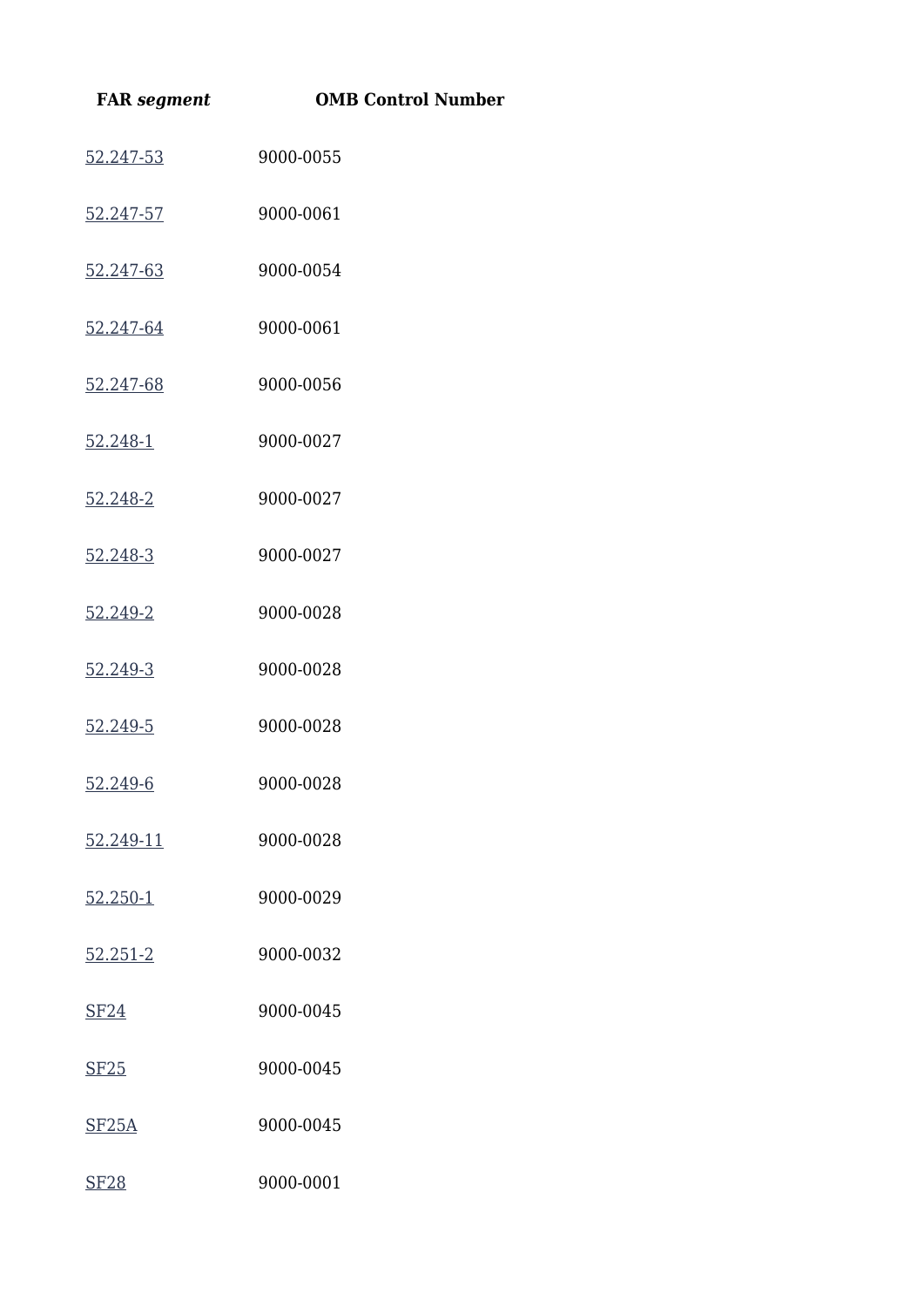| FAR *segment* | OMB Control Number |
|---|---|
| 52.247-53 | 9000-0055 |
| 52.247-57 | 9000-0061 |
| 52.247-63 | 9000-0054 |
| 52.247-64 | 9000-0061 |
| 52.247-68 | 9000-0056 |
| 52.248-1 | 9000-0027 |
| 52.248-2 | 9000-0027 |
| 52.248-3 | 9000-0027 |
| 52.249-2 | 9000-0028 |
| 52.249-3 | 9000-0028 |
| 52.249-5 | 9000-0028 |
| 52.249-6 | 9000-0028 |
| 52.249-11 | 9000-0028 |
| 52.250-1 | 9000-0029 |
| 52.251-2 | 9000-0032 |
| SF24 | 9000-0045 |
| SF25 | 9000-0045 |
| SF25A | 9000-0045 |
| SF28 | 9000-0001 |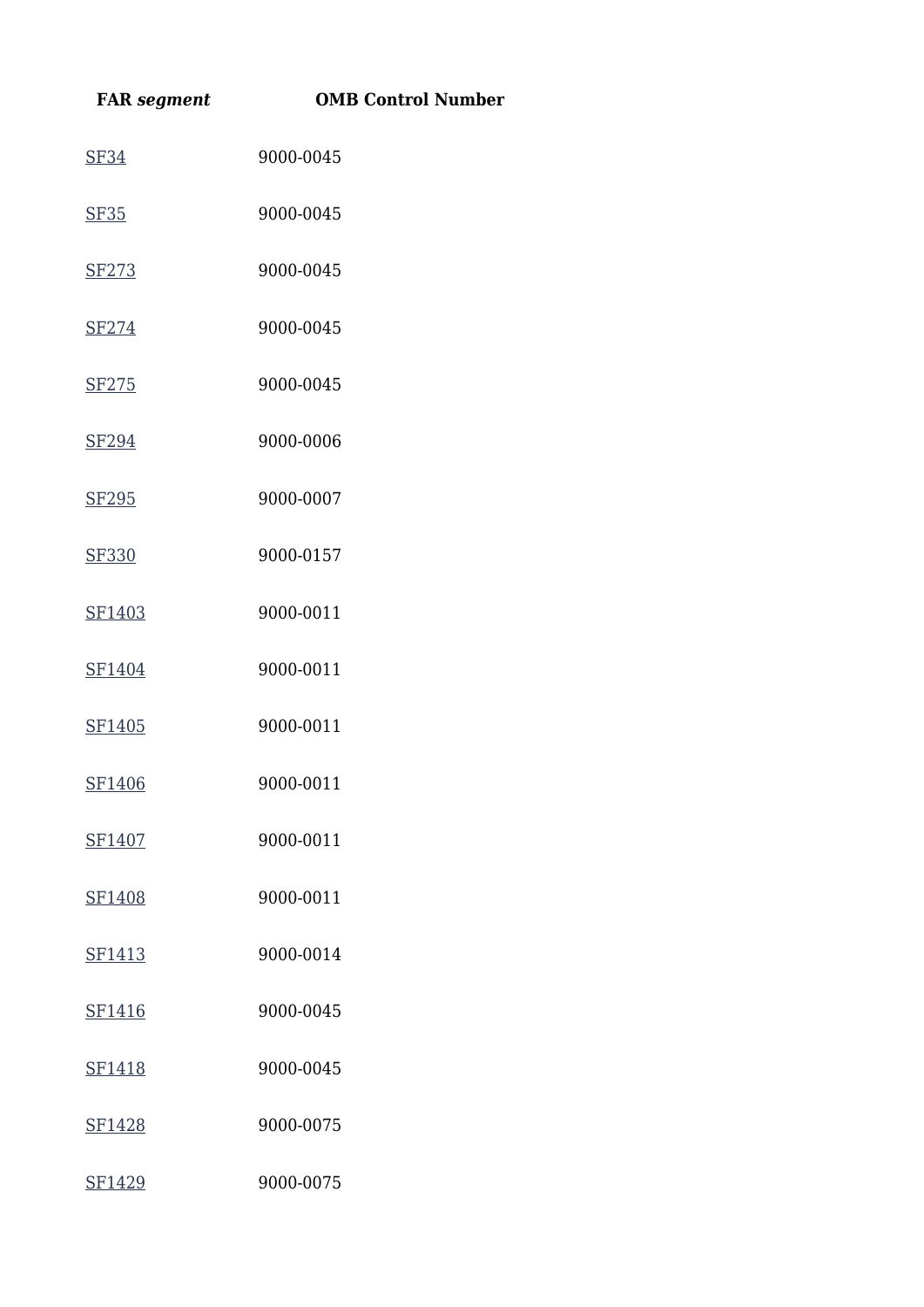| FAR *segment* | OMB Control Number |
| --- | --- |
| SF34 | 9000-0045 |
| SF35 | 9000-0045 |
| SF273 | 9000-0045 |
| SF274 | 9000-0045 |
| SF275 | 9000-0045 |
| SF294 | 9000-0006 |
| SF295 | 9000-0007 |
| SF330 | 9000-0157 |
| SF1403 | 9000-0011 |
| SF1404 | 9000-0011 |
| SF1405 | 9000-0011 |
| SF1406 | 9000-0011 |
| SF1407 | 9000-0011 |
| SF1408 | 9000-0011 |
| SF1413 | 9000-0014 |
| SF1416 | 9000-0045 |
| SF1418 | 9000-0045 |
| SF1428 | 9000-0075 |
| SF1429 | 9000-0075 |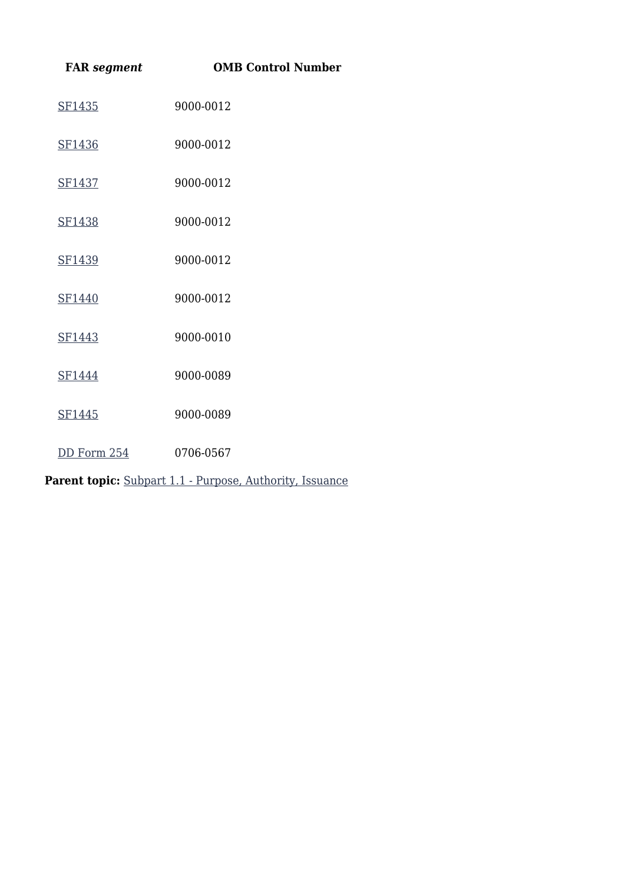| FAR *segment* | OMB Control Number |
| --- | --- |
| SF1435 | 9000-0012 |
| SF1436 | 9000-0012 |
| SF1437 | 9000-0012 |
| SF1438 | 9000-0012 |
| SF1439 | 9000-0012 |
| SF1440 | 9000-0012 |
| SF1443 | 9000-0010 |
| SF1444 | 9000-0089 |
| SF1445 | 9000-0089 |
| DD Form 254 | 0706-0567 |

**Parent topic:** Subpart 1.1 - Purpose, Authority, Issuance